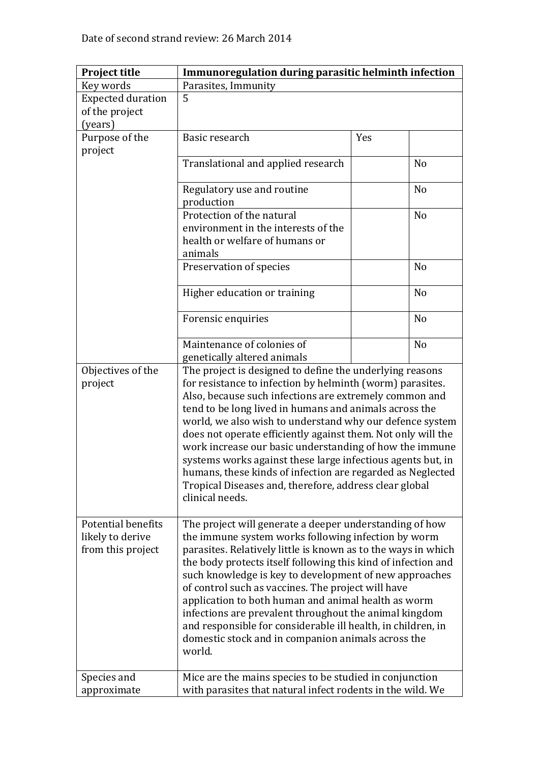Date of second strand review: 26 March 2014

| **Project title** | **Immunoregulation during parasitic helminth infection** | | |
|---|---|---|---|
| Key words | Parasites, Immunity | | |
| Expected duration of the project (years) | 5 | | |
| Purpose of the project | Basic research | Yes | |
| | Translational and applied research | | No |
| | Regulatory use and routine production | | No |
| | Protection of the natural environment in the interests of the health or welfare of humans or animals | | No |
| | Preservation of species | | No |
| | Higher education or training | | No |
| | Forensic enquiries | | No |
| | Maintenance of colonies of genetically altered animals | | No |
| Objectives of the project | The project is designed to define the underlying reasons for resistance to infection by helminth (worm) parasites. Also, because such infections are extremely common and tend to be long lived in humans and animals across the world, we also wish to understand why our defence system does not operate efficiently against them. Not only will the work increase our basic understanding of how the immune systems works against these large infectious agents but, in humans, these kinds of infection are regarded as Neglected Tropical Diseases and, therefore, address clear global clinical needs. | | |
| Potential benefits likely to derive from this project | The project will generate a deeper understanding of how the immune system works following infection by worm parasites. Relatively little is known as to the ways in which the body protects itself following this kind of infection and such knowledge is key to development of new approaches of control such as vaccines. The project will have application to both human and animal health as worm infections are prevalent throughout the animal kingdom and responsible for considerable ill health, in children, in domestic stock and in companion animals across the world. | | |
| Species and approximate | Mice are the mains species to be studied in conjunction with parasites that natural infect rodents in the wild. We | | |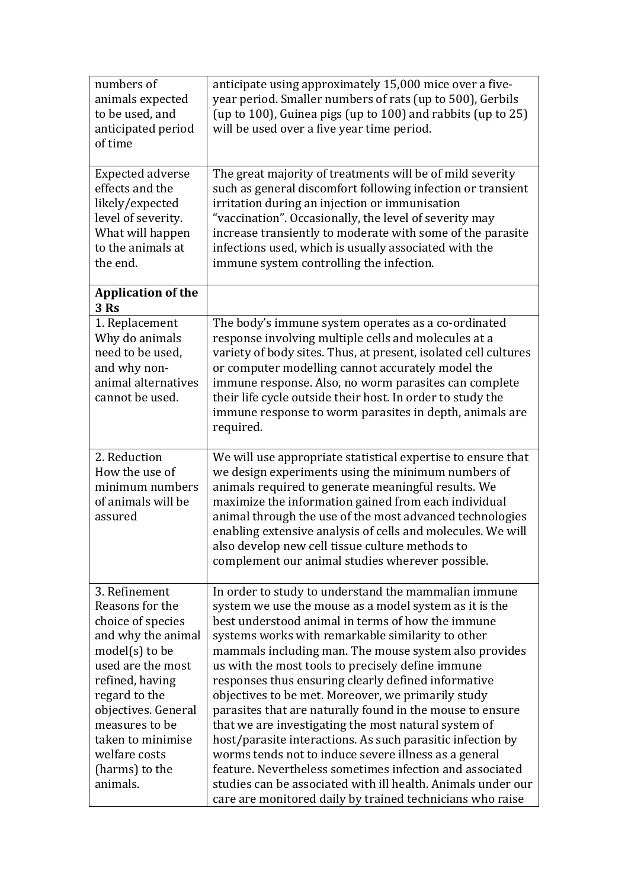| numbers of animals expected to be used, and anticipated period of time | anticipate using approximately 15,000 mice over a five-year period. Smaller numbers of rats (up to 500), Gerbils (up to 100), Guinea pigs (up to 100) and rabbits (up to 25) will be used over a five year time period. |
|---|---|
| Expected adverse effects and the likely/expected level of severity. What will happen to the animals at the end. | The great majority of treatments will be of mild severity such as general discomfort following infection or transient irritation during an injection or immunisation "vaccination". Occasionally, the level of severity may increase transiently to moderate with some of the parasite infections used, which is usually associated with the immune system controlling the infection. |
| **Application of the 3 Rs** | |
| 1. Replacement Why do animals need to be used, and why non-animal alternatives cannot be used. | The body's immune system operates as a co-ordinated response involving multiple cells and molecules at a variety of body sites. Thus, at present, isolated cell cultures or computer modelling cannot accurately model the immune response. Also, no worm parasites can complete their life cycle outside their host. In order to study the immune response to worm parasites in depth, animals are required. |
| 2. Reduction How the use of minimum numbers of animals will be assured | We will use appropriate statistical expertise to ensure that we design experiments using the minimum numbers of animals required to generate meaningful results. We maximize the information gained from each individual animal through the use of the most advanced technologies enabling extensive analysis of cells and molecules. We will also develop new cell tissue culture methods to complement our animal studies wherever possible. |
| 3. Refinement Reasons for the choice of species and why the animal model(s) to be used are the most refined, having regard to the objectives. General measures to be taken to minimise welfare costs (harms) to the animals. | In order to study to understand the mammalian immune system we use the mouse as a model system as it is the best understood animal in terms of how the immune systems works with remarkable similarity to other mammals including man. The mouse system also provides us with the most tools to precisely define immune responses thus ensuring clearly defined informative objectives to be met. Moreover, we primarily study parasites that are naturally found in the mouse to ensure that we are investigating the most natural system of host/parasite interactions. As such parasitic infection by worms tends not to induce severe illness as a general feature. Nevertheless sometimes infection and associated studies can be associated with ill health. Animals under our care are monitored daily by trained technicians who raise |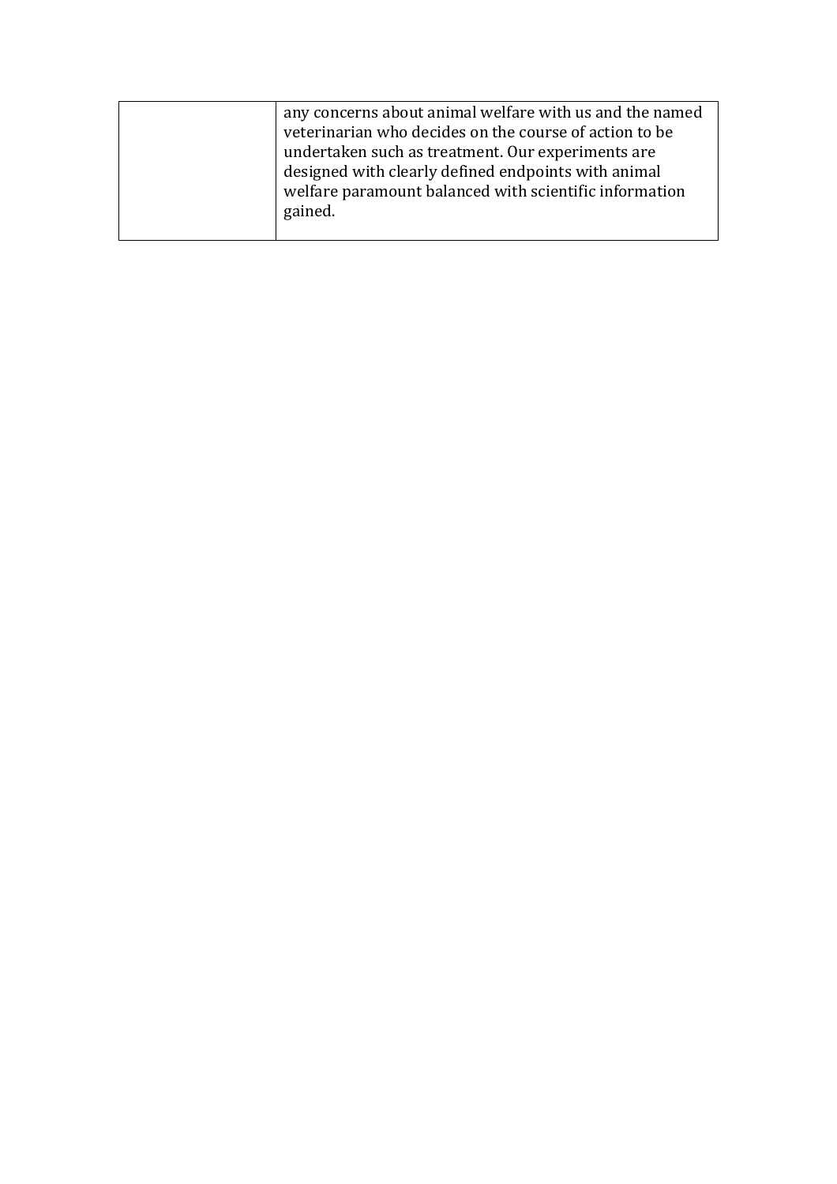| | |
|---|---|
| | any concerns about animal welfare with us and the named veterinarian who decides on the course of action to be undertaken such as treatment. Our experiments are designed with clearly defined endpoints with animal welfare paramount balanced with scientific information gained. |